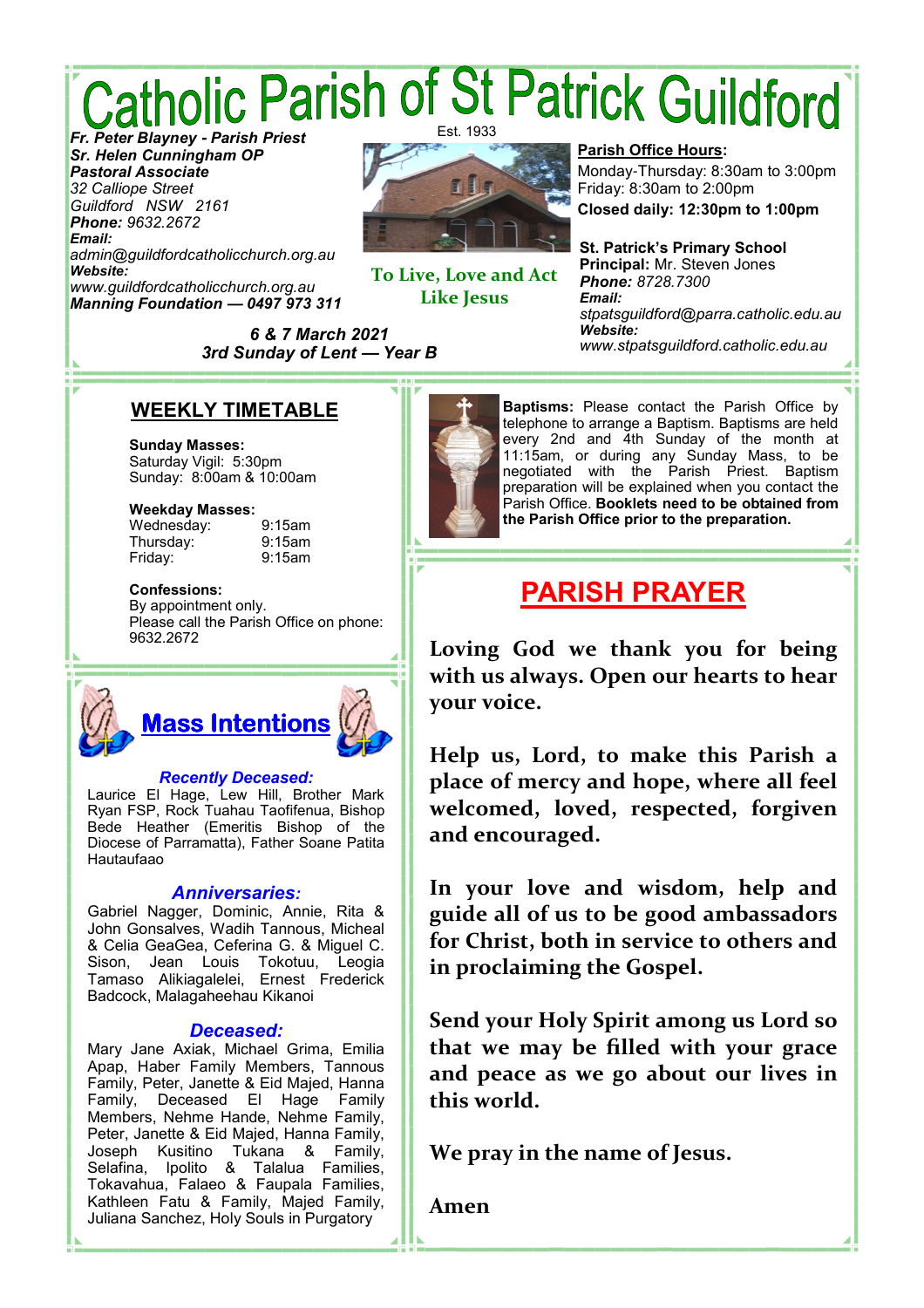# Catholic Parish of St Patrick Guildford

Est. 1933

***Fr. Peter Blayney - Parish Priest***
***Sr. Helen Cunningham OP***
***Pastoral Associate***
*32 Calliope Street*
*Guildford NSW 2161*
***Phone:*** *9632.2672*
***Email:***
*admin@guildfordcatholicchurch.org.au*
***Website:***
*www.guildfordcatholicchurch.org.au*
***Manning Foundation — 0497 973 311***

**To Live, Love and Act Like Jesus**

**Parish Office Hours:**
Monday-Thursday: 8:30am to 3:00pm
Friday: 8:30am to 2:00pm
**Closed daily: 12:30pm to 1:00pm**

**St. Patrick's Primary School**
**Principal:** Mr. Steven Jones
***Phone:*** *8728.7300*
***Email:***
*stpatsguildford@parra.catholic.edu.au*
***Website:***
*www.stpatsguildford.catholic.edu.au*

***6 & 7 March 2021***
***3rd Sunday of Lent — Year B***

## WEEKLY TIMETABLE

**Sunday Masses:**
Saturday Vigil: 5:30pm
Sunday: 8:00am & 10:00am

**Weekday Masses:**
Wednesday: 9:15am
Thursday: 9:15am
Friday: 9:15am

**Confessions:**
By appointment only.
Please call the Parish Office on phone: 9632.2672

## Mass Intentions

***Recently Deceased:***
Laurice El Hage, Lew Hill, Brother Mark Ryan FSP, Rock Tuahau Taofifenua, Bishop Bede Heather (Emeritis Bishop of the Diocese of Parramatta), Father Soane Patita Hautaufaao

***Anniversaries:***
Gabriel Nagger, Dominic, Annie, Rita & John Gonsalves, Wadih Tannous, Micheal & Celia GeaGea, Ceferina G. & Miguel C. Sison, Jean Louis Tokotuu, Leogia Tamaso Alikiagalelei, Ernest Frederick Badcock, Malagaheehau Kikanoi

***Deceased:***
Mary Jane Axiak, Michael Grima, Emilia Apap, Haber Family Members, Tannous Family, Peter, Janette & Eid Majed, Hanna Family, Deceased El Hage Family Members, Nehme Hande, Nehme Family, Peter, Janette & Eid Majed, Hanna Family, Joseph Kusitino Tukana & Family, Selafina, Ipolito & Talalua Families, Tokavahua, Falaeo & Faupala Families, Kathleen Fatu & Family, Majed Family, Juliana Sanchez, Holy Souls in Purgatory

**Baptisms:** Please contact the Parish Office by telephone to arrange a Baptism. Baptisms are held every 2nd and 4th Sunday of the month at 11:15am, or during any Sunday Mass, to be negotiated with the Parish Priest. Baptism preparation will be explained when you contact the Parish Office. **Booklets need to be obtained from the Parish Office prior to the preparation.**

## PARISH PRAYER

**Loving God we thank you for being with us always. Open our hearts to hear your voice.**

**Help us, Lord, to make this Parish a place of mercy and hope, where all feel welcomed, loved, respected, forgiven and encouraged.**

**In your love and wisdom, help and guide all of us to be good ambassadors for Christ, both in service to others and in proclaiming the Gospel.**

**Send your Holy Spirit among us Lord so that we may be filled with your grace and peace as we go about our lives in this world.**

**We pray in the name of Jesus.**

**Amen**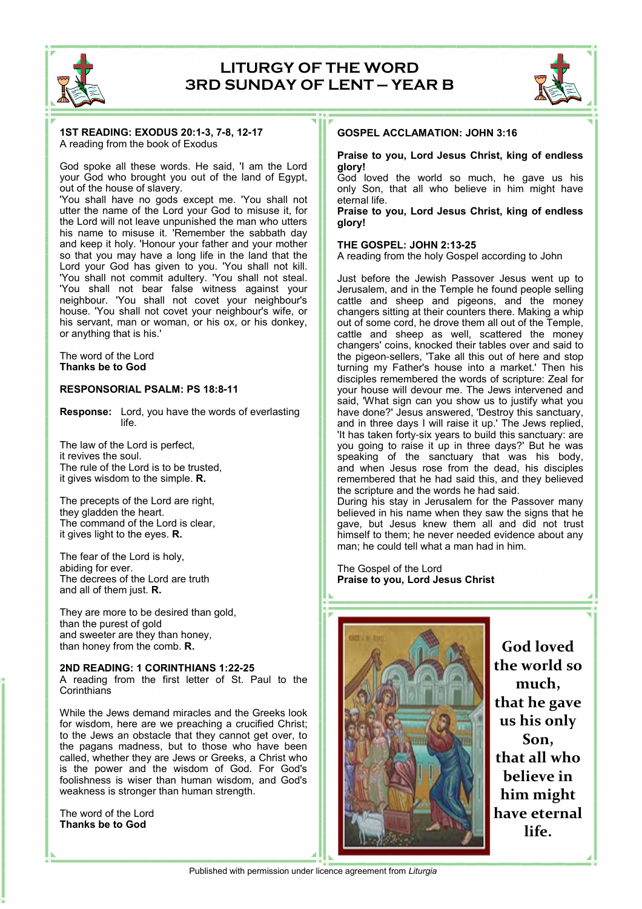# LITURGY OF THE WORD
# 3RD SUNDAY OF LENT – YEAR B

**1ST READING: EXODUS 20:1-3, 7-8, 12-17**
A reading from the book of Exodus

God spoke all these words. He said, 'I am the Lord your God who brought you out of the land of Egypt, out of the house of slavery.
'You shall have no gods except me. 'You shall not utter the name of the Lord your God to misuse it, for the Lord will not leave unpunished the man who utters his name to misuse it. 'Remember the sabbath day and keep it holy. 'Honour your father and your mother so that you may have a long life in the land that the Lord your God has given to you. 'You shall not kill. 'You shall not commit adultery. 'You shall not steal. 'You shall not bear false witness against your neighbour. 'You shall not covet your neighbour's house. 'You shall not covet your neighbour's wife, or his servant, man or woman, or his ox, or his donkey, or anything that is his.'

The word of the Lord
**Thanks be to God**

**RESPONSORIAL PSALM: PS 18:8-11**

**Response:** Lord, you have the words of everlasting life.

The law of the Lord is perfect,
it revives the soul.
The rule of the Lord is to be trusted,
it gives wisdom to the simple. **R.**

The precepts of the Lord are right,
they gladden the heart.
The command of the Lord is clear,
it gives light to the eyes. **R.**

The fear of the Lord is holy,
abiding for ever.
The decrees of the Lord are truth
and all of them just. **R.**

They are more to be desired than gold,
than the purest of gold
and sweeter are they than honey,
than honey from the comb. **R.**

**2ND READING: 1 CORINTHIANS 1:22-25**
A reading from the first letter of St. Paul to the Corinthians

While the Jews demand miracles and the Greeks look for wisdom, here are we preaching a crucified Christ; to the Jews an obstacle that they cannot get over, to the pagans madness, but to those who have been called, whether they are Jews or Greeks, a Christ who is the power and the wisdom of God. For God's foolishness is wiser than human wisdom, and God's weakness is stronger than human strength.

The word of the Lord
**Thanks be to God**

**GOSPEL ACCLAMATION: JOHN 3:16**

**Praise to you, Lord Jesus Christ, king of endless glory!**
God loved the world so much, he gave us his only Son, that all who believe in him might have eternal life.
**Praise to you, Lord Jesus Christ, king of endless glory!**

**THE GOSPEL: JOHN 2:13-25**
A reading from the holy Gospel according to John

Just before the Jewish Passover Jesus went up to Jerusalem, and in the Temple he found people selling cattle and sheep and pigeons, and the money changers sitting at their counters there. Making a whip out of some cord, he drove them all out of the Temple, cattle and sheep as well, scattered the money changers' coins, knocked their tables over and said to the pigeon-sellers, 'Take all this out of here and stop turning my Father's house into a market.' Then his disciples remembered the words of scripture: Zeal for your house will devour me. The Jews intervened and said, 'What sign can you show us to justify what you have done?' Jesus answered, 'Destroy this sanctuary, and in three days I will raise it up.' The Jews replied, 'It has taken forty-six years to build this sanctuary: are you going to raise it up in three days?' But he was speaking of the sanctuary that was his body, and when Jesus rose from the dead, his disciples remembered that he had said this, and they believed the scripture and the words he had said.
During his stay in Jerusalem for the Passover many believed in his name when they saw the signs that he gave, but Jesus knew them all and did not trust himself to them; he never needed evidence about any man; he could tell what a man had in him.

The Gospel of the Lord
**Praise to you, Lord Jesus Christ**

God loved the world so much, that he gave us his only Son, that all who believe in him might have eternal life.

Published with permission under licence agreement from *Liturgia*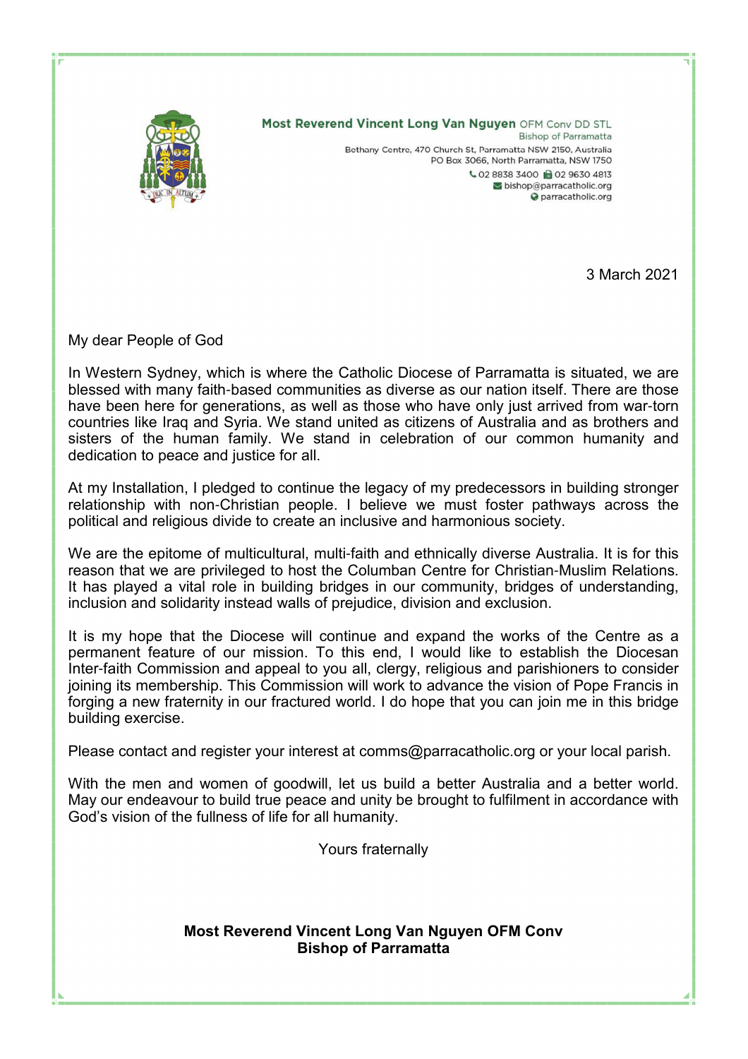**Most Reverend Vincent Long Van Nguyen** OFM Conv DD STL
Bishop of Parramatta
Bethany Centre, 470 Church St, Parramatta NSW 2150, Australia
PO Box 3066, North Parramatta, NSW 1750
02 8838 3400 02 9630 4813
bishop@parracatholic.org
parracatholic.org

3 March 2021

My dear People of God

In Western Sydney, which is where the Catholic Diocese of Parramatta is situated, we are blessed with many faith-based communities as diverse as our nation itself. There are those have been here for generations, as well as those who have only just arrived from war-torn countries like Iraq and Syria. We stand united as citizens of Australia and as brothers and sisters of the human family. We stand in celebration of our common humanity and dedication to peace and justice for all.

At my Installation, I pledged to continue the legacy of my predecessors in building stronger relationship with non-Christian people. I believe we must foster pathways across the political and religious divide to create an inclusive and harmonious society.

We are the epitome of multicultural, multi-faith and ethnically diverse Australia. It is for this reason that we are privileged to host the Columban Centre for Christian-Muslim Relations. It has played a vital role in building bridges in our community, bridges of understanding, inclusion and solidarity instead walls of prejudice, division and exclusion.

It is my hope that the Diocese will continue and expand the works of the Centre as a permanent feature of our mission. To this end, I would like to establish the Diocesan Inter-faith Commission and appeal to you all, clergy, religious and parishioners to consider joining its membership. This Commission will work to advance the vision of Pope Francis in forging a new fraternity in our fractured world. I do hope that you can join me in this bridge building exercise.

Please contact and register your interest at comms@parracatholic.org or your local parish.

With the men and women of goodwill, let us build a better Australia and a better world. May our endeavour to build true peace and unity be brought to fulfilment in accordance with God's vision of the fullness of life for all humanity.

Yours fraternally

**Most Reverend Vincent Long Van Nguyen OFM Conv**
**Bishop of Parramatta**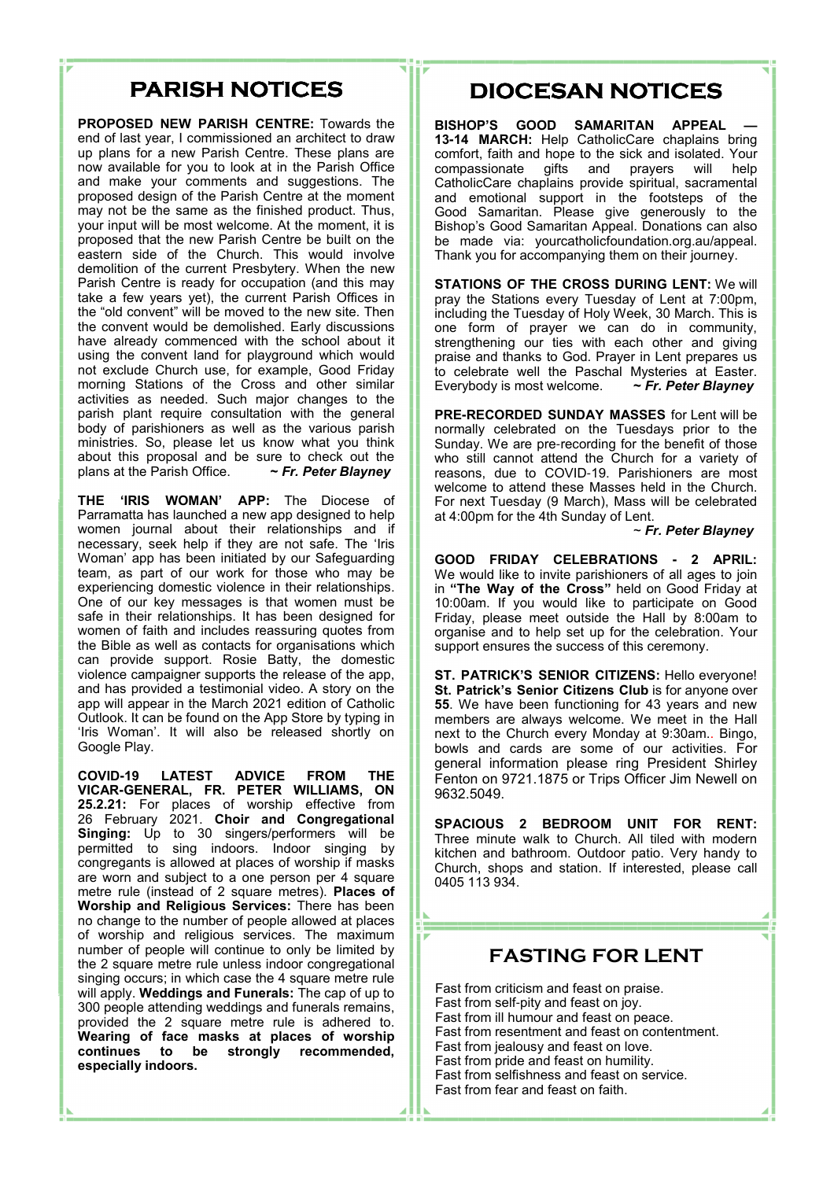# PARISH NOTICES

**PROPOSED NEW PARISH CENTRE:** Towards the end of last year, I commissioned an architect to draw up plans for a new Parish Centre. These plans are now available for you to look at in the Parish Office and make your comments and suggestions. The proposed design of the Parish Centre at the moment may not be the same as the finished product. Thus, your input will be most welcome. At the moment, it is proposed that the new Parish Centre be built on the eastern side of the Church. This would involve demolition of the current Presbytery. When the new Parish Centre is ready for occupation (and this may take a few years yet), the current Parish Offices in the "old convent" will be moved to the new site. Then the convent would be demolished. Early discussions have already commenced with the school about it using the convent land for playground which would not exclude Church use, for example, Good Friday morning Stations of the Cross and other similar activities as needed. Such major changes to the parish plant require consultation with the general body of parishioners as well as the various parish ministries. So, please let us know what you think about this proposal and be sure to check out the plans at the Parish Office. ***~ Fr. Peter Blayney***

**THE 'IRIS WOMAN' APP:** The Diocese of Parramatta has launched a new app designed to help women journal about their relationships and if necessary, seek help if they are not safe. The 'Iris Woman' app has been initiated by our Safeguarding team, as part of our work for those who may be experiencing domestic violence in their relationships. One of our key messages is that women must be safe in their relationships. It has been designed for women of faith and includes reassuring quotes from the Bible as well as contacts for organisations which can provide support. Rosie Batty, the domestic violence campaigner supports the release of the app, and has provided a testimonial video. A story on the app will appear in the March 2021 edition of Catholic Outlook. It can be found on the App Store by typing in 'Iris Woman'. It will also be released shortly on Google Play.

**COVID-19 LATEST ADVICE FROM THE VICAR-GENERAL, FR. PETER WILLIAMS, ON 25.2.21:** For places of worship effective from 26 February 2021. **Choir and Congregational Singing:** Up to 30 singers/performers will be permitted to sing indoors. Indoor singing by congregants is allowed at places of worship if masks are worn and subject to a one person per 4 square metre rule (instead of 2 square metres). **Places of Worship and Religious Services:** There has been no change to the number of people allowed at places of worship and religious services. The maximum number of people will continue to only be limited by the 2 square metre rule unless indoor congregational singing occurs; in which case the 4 square metre rule will apply. **Weddings and Funerals:** The cap of up to 300 people attending weddings and funerals remains, provided the 2 square metre rule is adhered to. **Wearing of face masks at places of worship continues to be strongly recommended, especially indoors.**

# DIOCESAN NOTICES

**BISHOP'S GOOD SAMARITAN APPEAL — 13-14 MARCH:** Help CatholicCare chaplains bring comfort, faith and hope to the sick and isolated. Your compassionate gifts and prayers will help CatholicCare chaplains provide spiritual, sacramental and emotional support in the footsteps of the Good Samaritan. Please give generously to the Bishop's Good Samaritan Appeal. Donations can also be made via: yourcatholicfoundation.org.au/appeal. Thank you for accompanying them on their journey.

**STATIONS OF THE CROSS DURING LENT:** We will pray the Stations every Tuesday of Lent at 7:00pm, including the Tuesday of Holy Week, 30 March. This is one form of prayer we can do in community, strengthening our ties with each other and giving praise and thanks to God. Prayer in Lent prepares us to celebrate well the Paschal Mysteries at Easter. Everybody is most welcome. ***~ Fr. Peter Blayney***

**PRE-RECORDED SUNDAY MASSES** for Lent will be normally celebrated on the Tuesdays prior to the Sunday. We are pre-recording for the benefit of those who still cannot attend the Church for a variety of reasons, due to COVID-19. Parishioners are most welcome to attend these Masses held in the Church. For next Tuesday (9 March), Mass will be celebrated at 4:00pm for the 4th Sunday of Lent.
~ ***Fr. Peter Blayney***

**GOOD FRIDAY CELEBRATIONS - 2 APRIL:** We would like to invite parishioners of all ages to join in **"The Way of the Cross"** held on Good Friday at 10:00am. If you would like to participate on Good Friday, please meet outside the Hall by 8:00am to organise and to help set up for the celebration. Your support ensures the success of this ceremony.

**ST. PATRICK'S SENIOR CITIZENS:** Hello everyone! **St. Patrick's Senior Citizens Club** is for anyone over **55**. We have been functioning for 43 years and new members are always welcome. We meet in the Hall next to the Church every Monday at 9:30am.. Bingo, bowls and cards are some of our activities. For general information please ring President Shirley Fenton on 9721.1875 or Trips Officer Jim Newell on 9632.5049.

**SPACIOUS 2 BEDROOM UNIT FOR RENT:** Three minute walk to Church. All tiled with modern kitchen and bathroom. Outdoor patio. Very handy to Church, shops and station. If interested, please call 0405 113 934.

# FASTING FOR LENT

Fast from criticism and feast on praise.
Fast from self-pity and feast on joy.
Fast from ill humour and feast on peace.
Fast from resentment and feast on contentment.
Fast from jealousy and feast on love.
Fast from pride and feast on humility.
Fast from selfishness and feast on service.
Fast from fear and feast on faith.